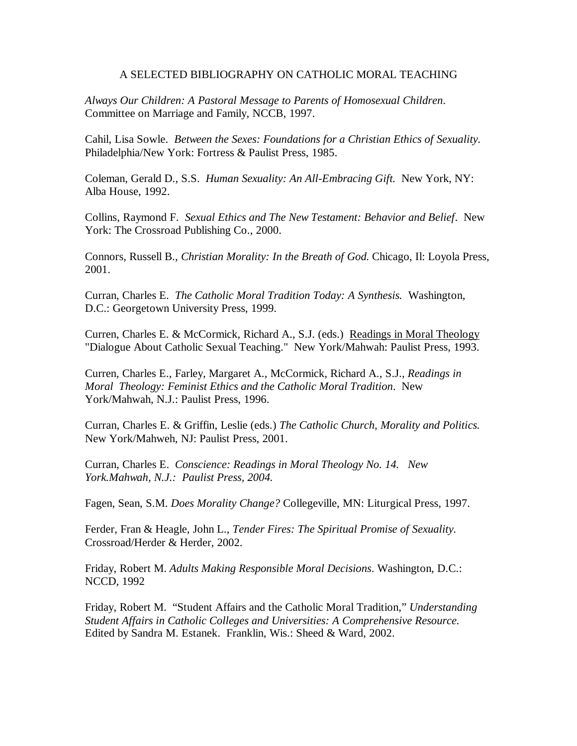# A SELECTED BIBLIOGRAPHY ON CATHOLIC MORAL TEACHING

*Always Our Children: A Pastoral Message to Parents of Homosexual Children*. Committee on Marriage and Family, NCCB, 1997.

Cahil, Lisa Sowle. *Between the Sexes: Foundations for a Christian Ethics of Sexuality.* Philadelphia/New York: Fortress & Paulist Press, 1985.

Coleman, Gerald D., S.S. *Human Sexuality: An All-Embracing Gift.* New York, NY: Alba House, 1992.

Collins, Raymond F. *Sexual Ethics and The New Testament: Behavior and Belief*. New York: The Crossroad Publishing Co., 2000.

Connors, Russell B., *Christian Morality: In the Breath of God.* Chicago, Il: Loyola Press, 2001.

Curran, Charles E. *The Catholic Moral Tradition Today: A Synthesis.* Washington, D.C.: Georgetown University Press, 1999.

Curren, Charles E. & McCormick, Richard A., S.J. (eds.) <u>Readings in Moral Theology</u> "Dialogue About Catholic Sexual Teaching." New York/Mahwah: Paulist Press, 1993.

Curren, Charles E., Farley, Margaret A., McCormick, Richard A., S.J., *Readings in Moral Theology: Feminist Ethics and the Catholic Moral Tradition*. New York/Mahwah, N.J.: Paulist Press, 1996.

Curran, Charles E. & Griffin, Leslie (eds.) *The Catholic Church, Morality and Politics.* New York/Mahweh, NJ: Paulist Press, 2001.

Curran, Charles E. *Conscience: Readings in Moral Theology No. 14. New York.Mahwah, N.J.: Paulist Press, 2004.*

Fagen, Sean, S.M. *Does Morality Change?* Collegeville, MN: Liturgical Press, 1997.

Ferder, Fran & Heagle, John L., *Tender Fires: The Spiritual Promise of Sexuality.* Crossroad/Herder & Herder, 2002.

Friday, Robert M. *Adults Making Responsible Moral Decisions*. Washington, D.C.: NCCD, 1992

Friday, Robert M. "Student Affairs and the Catholic Moral Tradition," *Understanding Student Affairs in Catholic Colleges and Universities: A Comprehensive Resource.* Edited by Sandra M. Estanek. Franklin, Wis.: Sheed & Ward, 2002.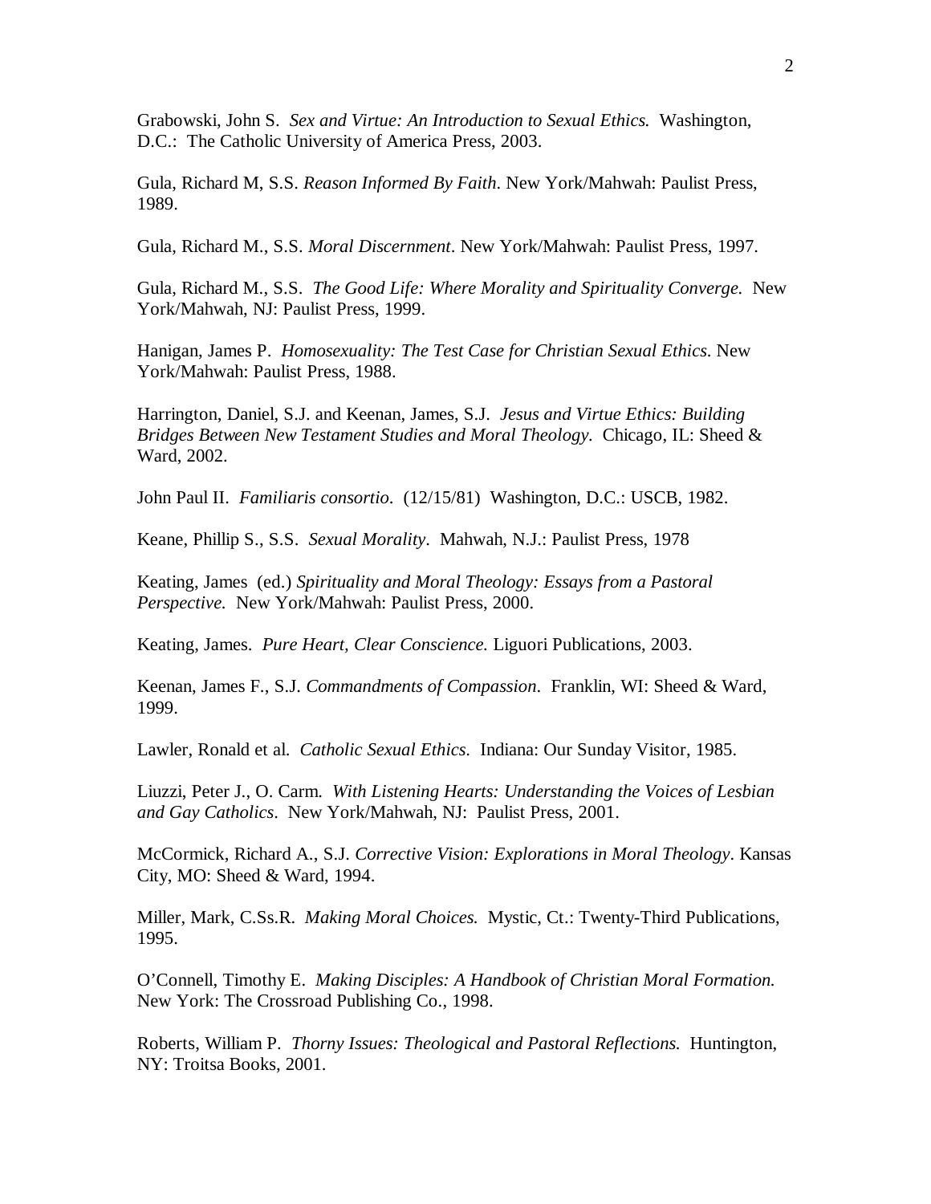Grabowski, John S. *Sex and Virtue: An Introduction to Sexual Ethics.* Washington, D.C.: The Catholic University of America Press, 2003.

Gula, Richard M, S.S. *Reason Informed By Faith*. New York/Mahwah: Paulist Press, 1989.

Gula, Richard M., S.S. *Moral Discernment*. New York/Mahwah: Paulist Press, 1997.

Gula, Richard M., S.S. *The Good Life: Where Morality and Spirituality Converge.* New York/Mahwah, NJ: Paulist Press, 1999.

Hanigan, James P. *Homosexuality: The Test Case for Christian Sexual Ethics*. New York/Mahwah: Paulist Press, 1988.

Harrington, Daniel, S.J. and Keenan, James, S.J. *Jesus and Virtue Ethics: Building Bridges Between New Testament Studies and Moral Theology.* Chicago, IL: Sheed & Ward, 2002.

John Paul II. *Familiaris consortio*. (12/15/81) Washington, D.C.: USCB, 1982.

Keane, Phillip S., S.S. *Sexual Morality*. Mahwah, N.J.: Paulist Press, 1978

Keating, James (ed.) *Spirituality and Moral Theology: Essays from a Pastoral Perspective.* New York/Mahwah: Paulist Press, 2000.

Keating, James. *Pure Heart, Clear Conscience.* Liguori Publications, 2003.

Keenan, James F., S.J. *Commandments of Compassion*. Franklin, WI: Sheed & Ward, 1999.

Lawler, Ronald et al. *Catholic Sexual Ethics*. Indiana: Our Sunday Visitor, 1985.

Liuzzi, Peter J., O. Carm. *With Listening Hearts: Understanding the Voices of Lesbian and Gay Catholics*. New York/Mahwah, NJ: Paulist Press, 2001.

McCormick, Richard A., S.J. *Corrective Vision: Explorations in Moral Theology*. Kansas City, MO: Sheed & Ward, 1994.

Miller, Mark, C.Ss.R. *Making Moral Choices.* Mystic, Ct.: Twenty-Third Publications, 1995.

O'Connell, Timothy E. *Making Disciples: A Handbook of Christian Moral Formation.* New York: The Crossroad Publishing Co., 1998.

Roberts, William P. *Thorny Issues: Theological and Pastoral Reflections.* Huntington, NY: Troitsa Books, 2001.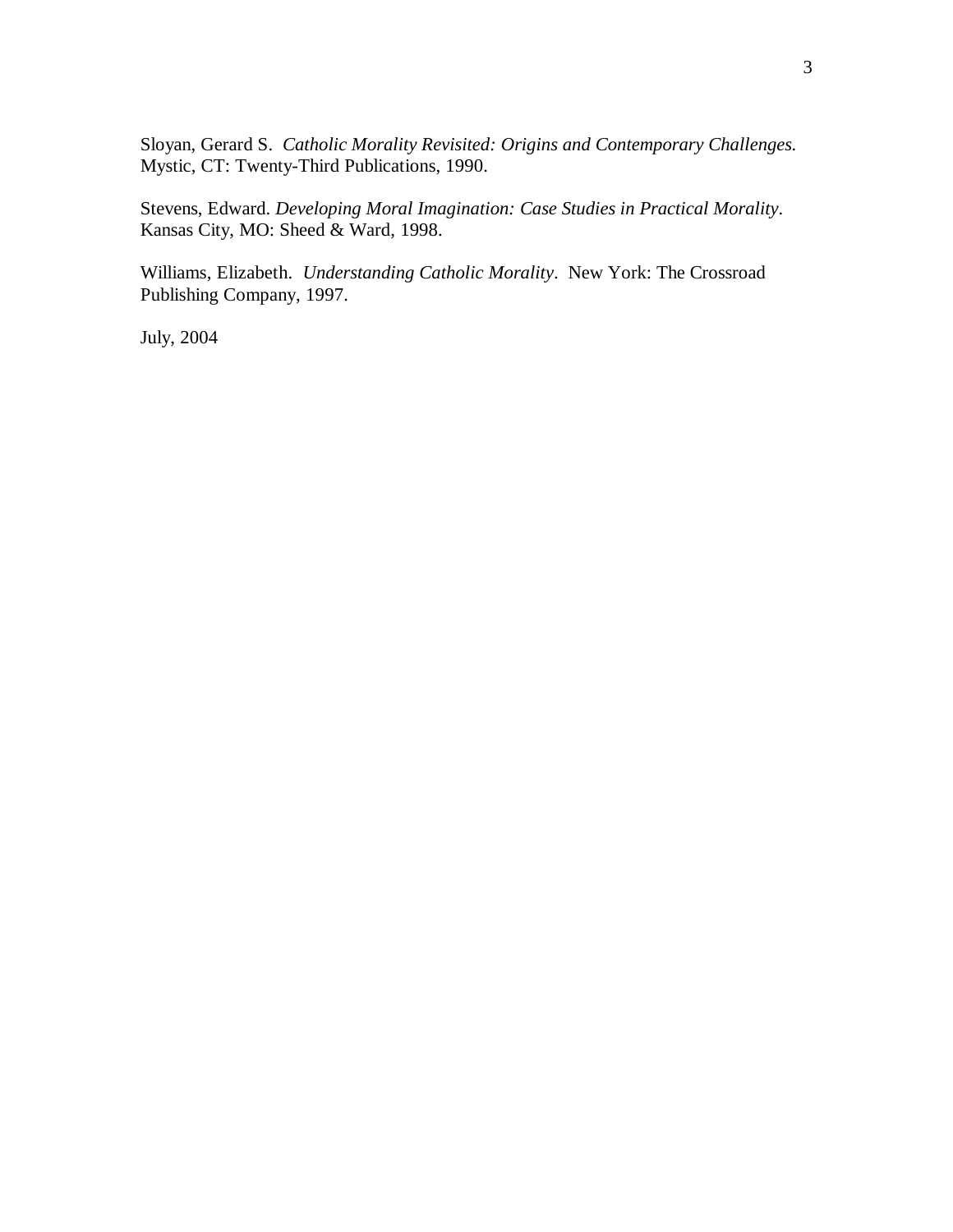Sloyan, Gerard S. *Catholic Morality Revisited: Origins and Contemporary Challenges.* Mystic, CT: Twenty-Third Publications, 1990.

Stevens, Edward. *Developing Moral Imagination: Case Studies in Practical Morality*. Kansas City, MO: Sheed & Ward, 1998.

Williams, Elizabeth. *Understanding Catholic Morality*. New York: The Crossroad Publishing Company, 1997.

July, 2004